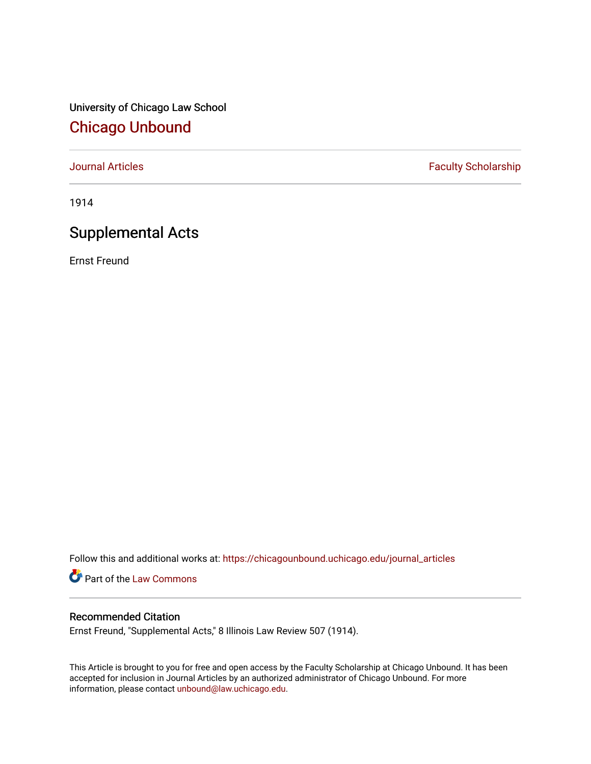University of Chicago Law School

## Chicago Unbound

Journal Articles | Faculty Scholarship

1914

# Supplemental Acts

Ernst Freund

Follow this and additional works at: https://chicagounbound.uchicago.edu/journal_articles

Part of the Law Commons

### Recommended Citation

Ernst Freund, "Supplemental Acts," 8 Illinois Law Review 507 (1914).

This Article is brought to you for free and open access by the Faculty Scholarship at Chicago Unbound. It has been accepted for inclusion in Journal Articles by an authorized administrator of Chicago Unbound. For more information, please contact unbound@law.uchicago.edu.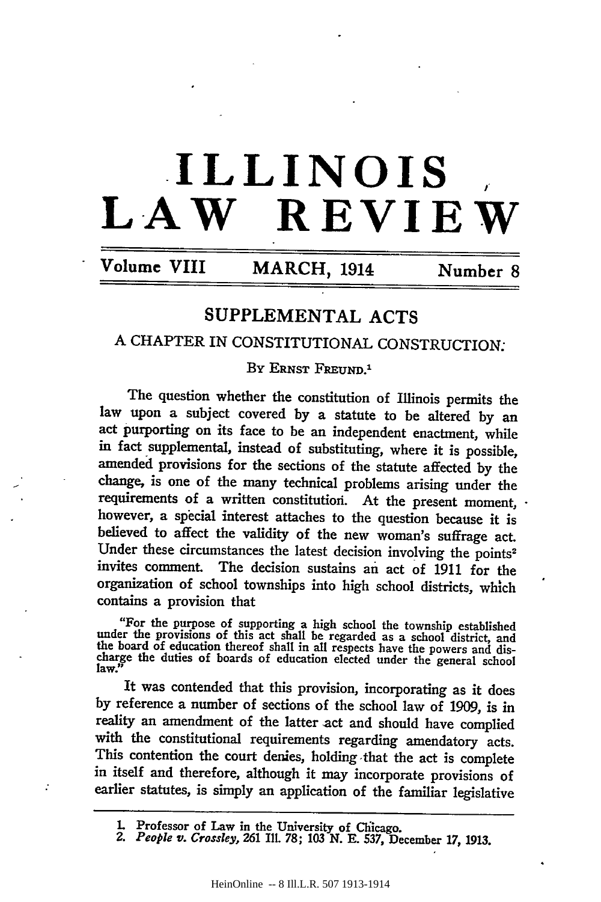# ILLINOIS LAW REVIEW

Volume VIII MARCH, 1914 Number 8

## SUPPLEMENTAL ACTS

### A CHAPTER IN CONSTITUTIONAL CONSTRUCTION.

By Ernst Freund.[1]

The question whether the constitution of Illinois permits the law upon a subject covered by a statute to be altered by an act purporting on its face to be an independent enactment, while in fact supplemental, instead of substituting, where it is possible, amended provisions for the sections of the statute affected by the change, is one of the many technical problems arising under the requirements of a written constitution. At the present moment, however, a special interest attaches to the question because it is believed to affect the validity of the new woman's suffrage act. Under these circumstances the latest decision involving the points[2] invites comment. The decision sustains an act of 1911 for the organization of school townships into high school districts, which contains a provision that

> "For the purpose of supporting a high school the township established under the provisions of this act shall be regarded as a school district, and the board of education thereof shall in all respects have the powers and discharge the duties of boards of education elected under the general school law."

It was contended that this provision, incorporating as it does by reference a number of sections of the school law of 1909, is in reality an amendment of the latter act and should have complied with the constitutional requirements regarding amendatory acts. This contention the court denies, holding that the act is complete in itself and therefore, although it may incorporate provisions of earlier statutes, is simply an application of the familiar legislative

---

1. Professor of Law in the University of Chicago.
2. *People v. Crossley*, 261 Ill. 78; 103 N. E. 537, December 17, 1913.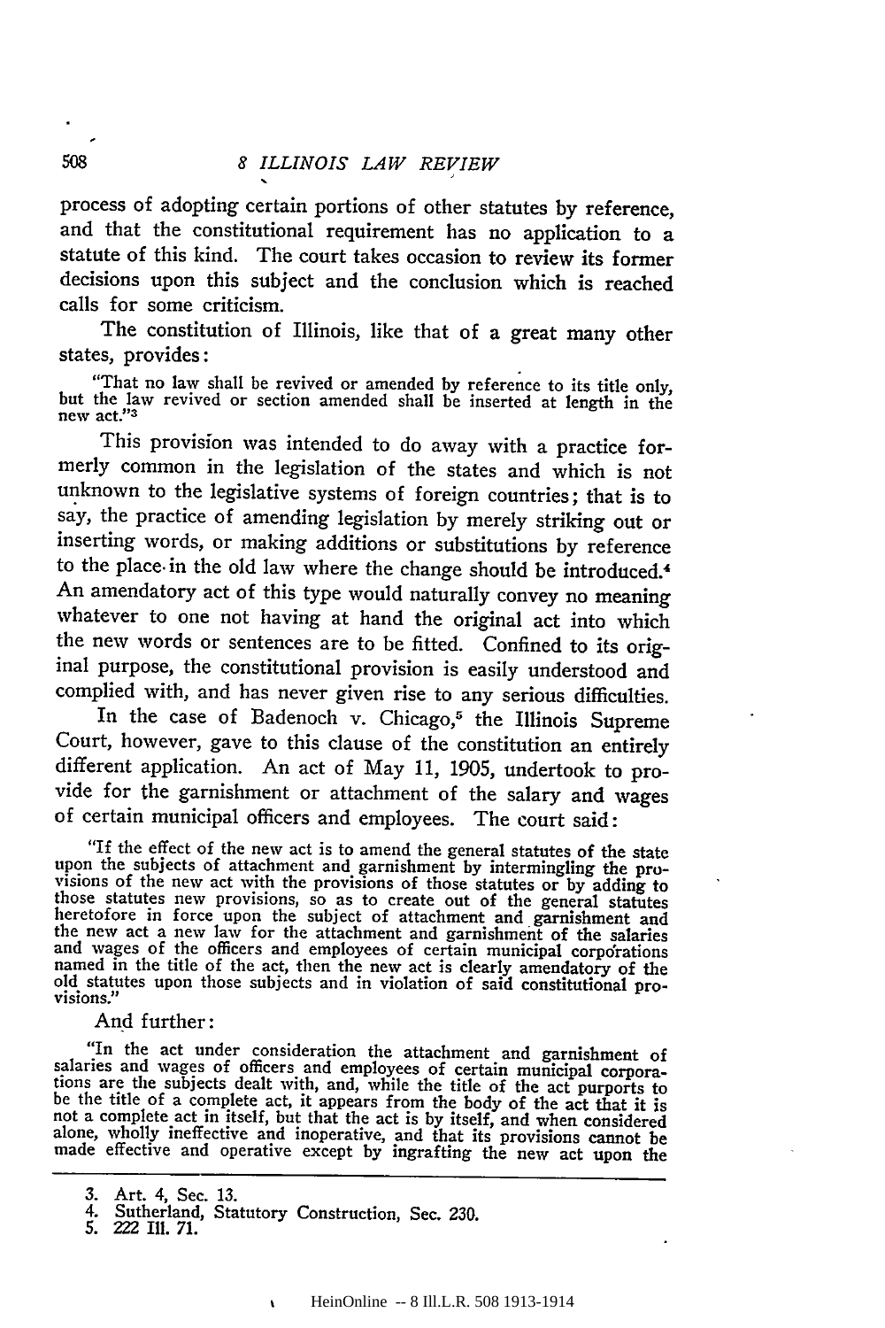process of adopting certain portions of other statutes by reference, and that the constitutional requirement has no application to a statute of this kind. The court takes occasion to review its former decisions upon this subject and the conclusion which is reached calls for some criticism.

The constitution of Illinois, like that of a great many other states, provides:

> "That no law shall be revived or amended by reference to its title only, but the law revived or section amended shall be inserted at length in the new act."[3]

This provision was intended to do away with a practice formerly common in the legislation of the states and which is not unknown to the legislative systems of foreign countries; that is to say, the practice of amending legislation by merely striking out or inserting words, or making additions or substitutions by reference to the place in the old law where the change should be introduced.[4] An amendatory act of this type would naturally convey no meaning whatever to one not having at hand the original act into which the new words or sentences are to be fitted. Confined to its original purpose, the constitutional provision is easily understood and complied with, and has never given rise to any serious difficulties.

In the case of Badenoch v. Chicago,[5] the Illinois Supreme Court, however, gave to this clause of the constitution an entirely different application. An act of May 11, 1905, undertook to provide for the garnishment or attachment of the salary and wages of certain municipal officers and employees. The court said:

> "If the effect of the new act is to amend the general statutes of the state upon the subjects of attachment and garnishment by intermingling the provisions of the new act with the provisions of those statutes or by adding to those statutes new provisions, so as to create out of the general statutes heretofore in force upon the subject of attachment and garnishment and the new act a new law for the attachment and garnishment of the salaries and wages of the officers and employees of certain municipal corporations named in the title of the act, then the new act is clearly amendatory of the old statutes upon those subjects and in violation of said constitutional provisions."

And further:

> "In the act under consideration the attachment and garnishment of salaries and wages of officers and employees of certain municipal corporations are the subjects dealt with, and, while the title of the act purports to be the title of a complete act, it appears from the body of the act that it is not a complete act in itself, but that the act is by itself, and when considered alone, wholly ineffective and inoperative, and that its provisions cannot be made effective and operative except by ingrafting the new act upon the

---

3. Art. 4, Sec. 13.
4. Sutherland, Statutory Construction, Sec. 230.
5. 222 Ill. 71.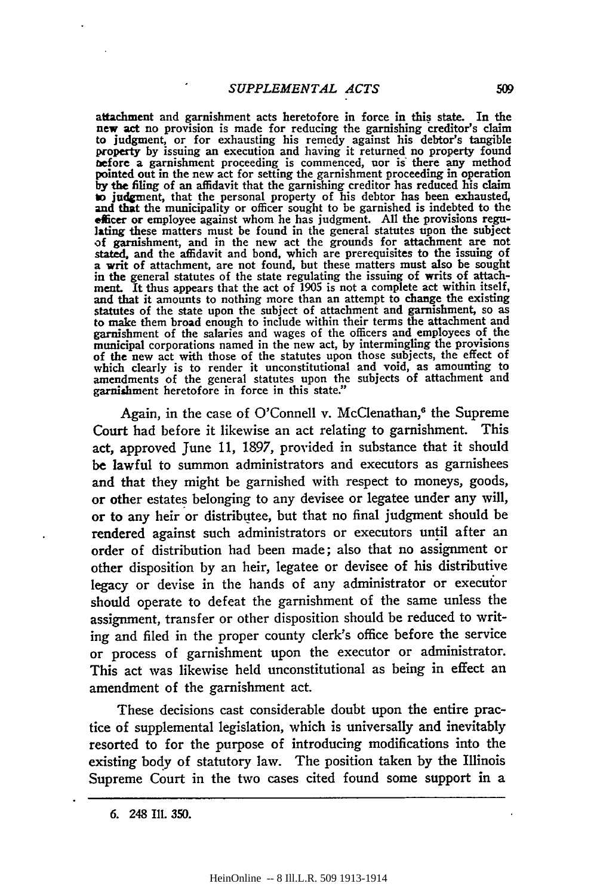attachment and garnishment acts heretofore in force in this state. In the new act no provision is made for reducing the garnishing creditor's claim to judgment, or for exhausting his remedy against his debtor's tangible property by issuing an execution and having it returned no property found before a garnishment proceeding is commenced, nor is there any method pointed out in the new act for setting the garnishment proceeding in operation by the filing of an affidavit that the garnishing creditor has reduced his claim to judgment, that the personal property of his debtor has been exhausted, and that the municipality or officer sought to be garnished is indebted to the officer or employee against whom he has judgment. All the provisions regulating these matters must be found in the general statutes upon the subject of garnishment, and in the new act the grounds for attachment are not stated, and the affidavit and bond, which are prerequisites to the issuing of a writ of attachment, are not found, but these matters must also be sought in the general statutes of the state regulating the issuing of writs of attachment. It thus appears that the act of 1905 is not a complete act within itself, and that it amounts to nothing more than an attempt to change the existing statutes of the state upon the subject of attachment and garnishment, so as to make them broad enough to include within their terms the attachment and garnishment of the salaries and wages of the officers and employees of the municipal corporations named in the new act, by intermingling the provisions of the new act with those of the statutes upon those subjects, the effect of which clearly is to render it unconstitutional and void, as amounting to amendments of the general statutes upon the subjects of attachment and garnishment heretofore in force in this state."

Again, in the case of O'Connell v. McClenathan,[6] the Supreme Court had before it likewise an act relating to garnishment. This act, approved June 11, 1897, provided in substance that it should be lawful to summon administrators and executors as garnishees and that they might be garnished with respect to moneys, goods, or other estates belonging to any devisee or legatee under any will, or to any heir or distributee, but that no final judgment should be rendered against such administrators or executors until after an order of distribution had been made; also that no assignment or other disposition by an heir, legatee or devisee of his distributive legacy or devise in the hands of any administrator or executor should operate to defeat the garnishment of the same unless the assignment, transfer or other disposition should be reduced to writing and filed in the proper county clerk's office before the service or process of garnishment upon the executor or administrator. This act was likewise held unconstitutional as being in effect an amendment of the garnishment act.

These decisions cast considerable doubt upon the entire practice of supplemental legislation, which is universally and inevitably resorted to for the purpose of introducing modifications into the existing body of statutory law. The position taken by the Illinois Supreme Court in the two cases cited found some support in a

---

6. 248 Ill. 350.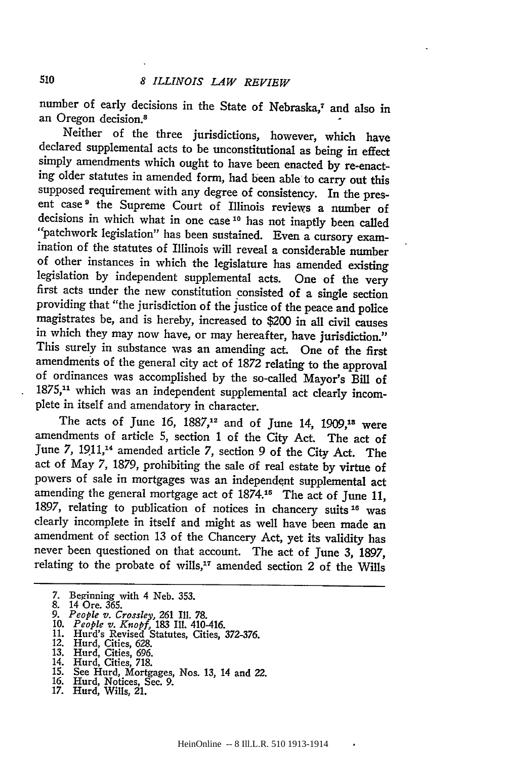number of early decisions in the State of Nebraska,[7] and also in an Oregon decision.[8]

Neither of the three jurisdictions, however, which have declared supplemental acts to be unconstitutional as being in effect simply amendments which ought to have been enacted by re-enacting older statutes in amended form, had been able to carry out this supposed requirement with any degree of consistency. In the present case[9] the Supreme Court of Illinois reviews a number of decisions in which what in one case[10] has not inaptly been called "patchwork legislation" has been sustained. Even a cursory examination of the statutes of Illinois will reveal a considerable number of other instances in which the legislature has amended existing legislation by independent supplemental acts. One of the very first acts under the new constitution consisted of a single section providing that "the jurisdiction of the justice of the peace and police magistrates be, and is hereby, increased to $200 in all civil causes in which they may now have, or may hereafter, have jurisdiction." This surely in substance was an amending act. One of the first amendments of the general city act of 1872 relating to the approval of ordinances was accomplished by the so-called Mayor's Bill of 1875,[11] which was an independent supplemental act clearly incomplete in itself and amendatory in character.

The acts of June 16, 1887,[12] and of June 14, 1909,[13] were amendments of article 5, section 1 of the City Act. The act of June 7, 1911,[14] amended article 7, section 9 of the City Act. The act of May 7, 1879, prohibiting the sale of real estate by virtue of powers of sale in mortgages was an independent supplemental act amending the general mortgage act of 1874.[15] The act of June 11, 1897, relating to publication of notices in chancery suits[16] was clearly incomplete in itself and might as well have been made an amendment of section 13 of the Chancery Act, yet its validity has never been questioned on that account. The act of June 3, 1897, relating to the probate of wills,[17] amended section 2 of the Wills

7. Beginning with 4 Neb. 353.
8. 14 Ore. 365.
9. *People v. Crossley*, 261 Ill. 78.
10. *People v. Knopf*, 183 Ill. 410-416.
11. Hurd's Revised Statutes, Cities, 372-376.
12. Hurd, Cities, 628.
13. Hurd, Cities, 696.
14. Hurd, Cities, 718.
15. See Hurd, Mortgages, Nos. 13, 14 and 22.
16. Hurd, Notices, Sec. 9.
17. Hurd, Wills, 21.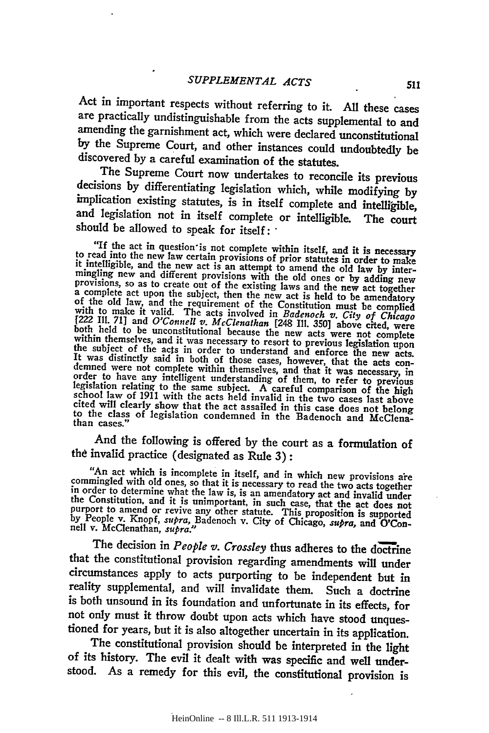Act in important respects without referring to it. All these cases are practically undistinguishable from the acts supplemental to and amending the garnishment act, which were declared unconstitutional by the Supreme Court, and other instances could undoubtedly be discovered by a careful examination of the statutes.

The Supreme Court now undertakes to reconcile its previous decisions by differentiating legislation which, while modifying by implication existing statutes, is in itself complete and intelligible, and legislation not in itself complete or intelligible. The court should be allowed to speak for itself:

> "If the act in question is not complete within itself, and it is necessary to read into the new law certain provisions of prior statutes in order to make it intelligible, and the new act is an attempt to amend the old law by intermingling new and different provisions with the old ones or by adding new provisions, so as to create out of the existing laws and the new act together a complete act upon the subject, then the new act is held to be amendatory of the old law, and the requirement of the Constitution must be complied with to make it valid. The acts involved in *Badenoch v. City of Chicago* [222 Ill. 71] and *O'Connell v. McClenathan* [248 Ill. 350] above cited, were both held to be unconstitutional because the new acts were not complete within themselves, and it was necessary to resort to previous legislation upon the subject of the acts in order to understand and enforce the new acts. It was distinctly said in both of those cases, however, that the acts condemned were not complete within themselves, and that it was necessary, in order to have any intelligent understanding of them, to refer to previous legislation relating to the same subject. A careful comparison of the high school law of 1911 with the acts held invalid in the two cases last above cited will clearly show that the act assailed in this case does not belong to the class of legislation condemned in the Badenoch and McClenathan cases."

And the following is offered by the court as a formulation of the invalid practice (designated as Rule 3):

> "An act which is incomplete in itself, and in which new provisions are commingled with old ones, so that it is necessary to read the two acts together in order to determine what the law is, is an amendatory act and invalid under the Constitution, and it is unimportant, in such case, that the act does not purport to amend or revive any other statute. This proposition is supported by People v. Knopf, *supra,* Badenoch v. City of Chicago, *supra,* and O'Connell v. McClenathan, *supra.*"

The decision in *People v. Crossley* thus adheres to the doctrine that the constitutional provision regarding amendments will under circumstances apply to acts purporting to be independent but in reality supplemental, and will invalidate them. Such a doctrine is both unsound in its foundation and unfortunate in its effects, for not only must it throw doubt upon acts which have stood unquestioned for years, but it is also altogether uncertain in its application.

The constitutional provision should be interpreted in the light of its history. The evil it dealt with was specific and well understood. As a remedy for this evil, the constitutional provision is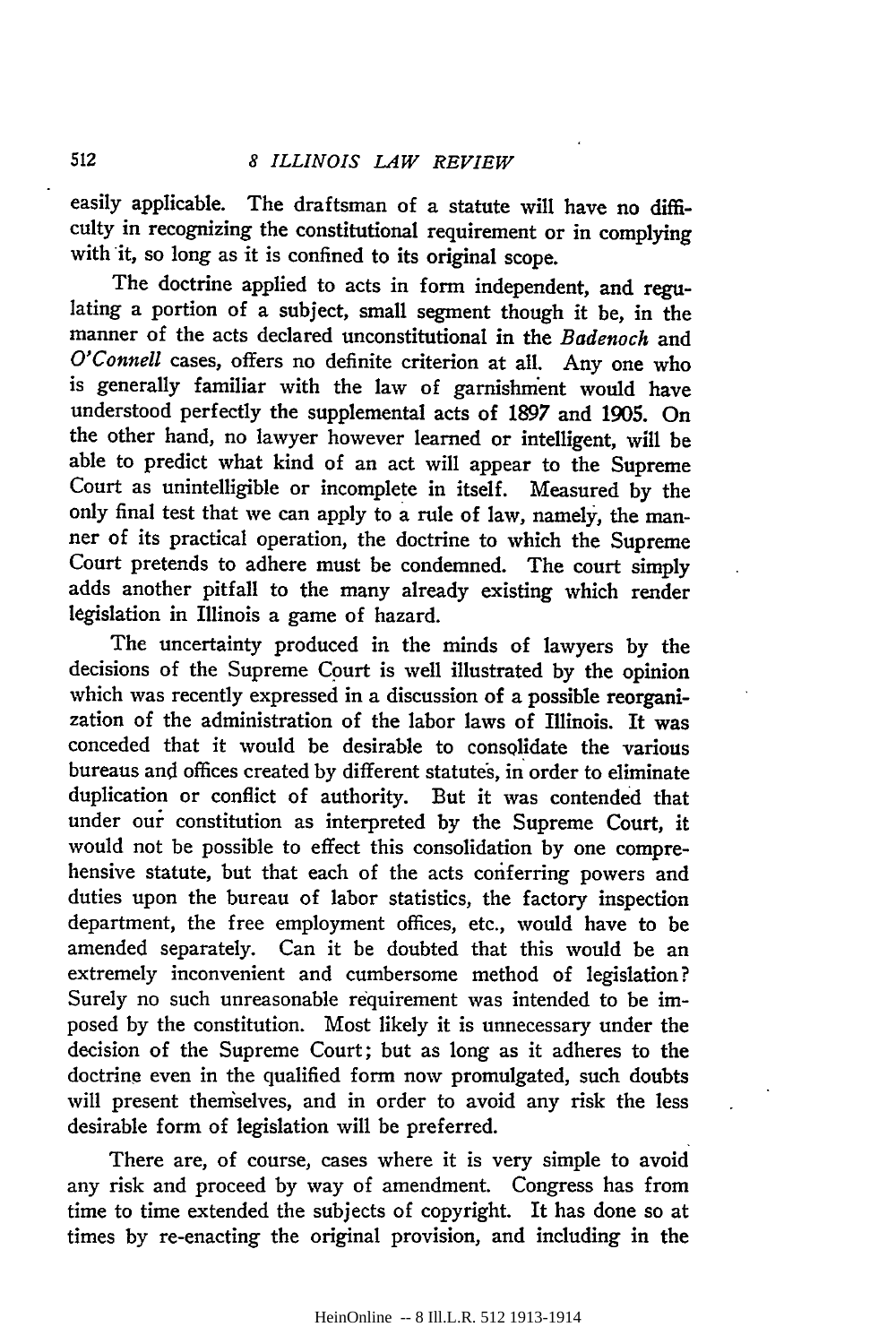easily applicable. The draftsman of a statute will have no difficulty in recognizing the constitutional requirement or in complying with it, so long as it is confined to its original scope.

The doctrine applied to acts in form independent, and regulating a portion of a subject, small segment though it be, in the manner of the acts declared unconstitutional in the *Badenoch* and *O'Connell* cases, offers no definite criterion at all. Any one who is generally familiar with the law of garnishment would have understood perfectly the supplemental acts of 1897 and 1905. On the other hand, no lawyer however learned or intelligent, will be able to predict what kind of an act will appear to the Supreme Court as unintelligible or incomplete in itself. Measured by the only final test that we can apply to a rule of law, namely, the manner of its practical operation, the doctrine to which the Supreme Court pretends to adhere must be condemned. The court simply adds another pitfall to the many already existing which render legislation in Illinois a game of hazard.

The uncertainty produced in the minds of lawyers by the decisions of the Supreme Court is well illustrated by the opinion which was recently expressed in a discussion of a possible reorganization of the administration of the labor laws of Illinois. It was conceded that it would be desirable to consolidate the various bureaus and offices created by different statutes, in order to eliminate duplication or conflict of authority. But it was contended that under our constitution as interpreted by the Supreme Court, it would not be possible to effect this consolidation by one comprehensive statute, but that each of the acts conferring powers and duties upon the bureau of labor statistics, the factory inspection department, the free employment offices, etc., would have to be amended separately. Can it be doubted that this would be an extremely inconvenient and cumbersome method of legislation? Surely no such unreasonable requirement was intended to be imposed by the constitution. Most likely it is unnecessary under the decision of the Supreme Court; but as long as it adheres to the doctrine even in the qualified form now promulgated, such doubts will present themselves, and in order to avoid any risk the less desirable form of legislation will be preferred.

There are, of course, cases where it is very simple to avoid any risk and proceed by way of amendment. Congress has from time to time extended the subjects of copyright. It has done so at times by re-enacting the original provision, and including in the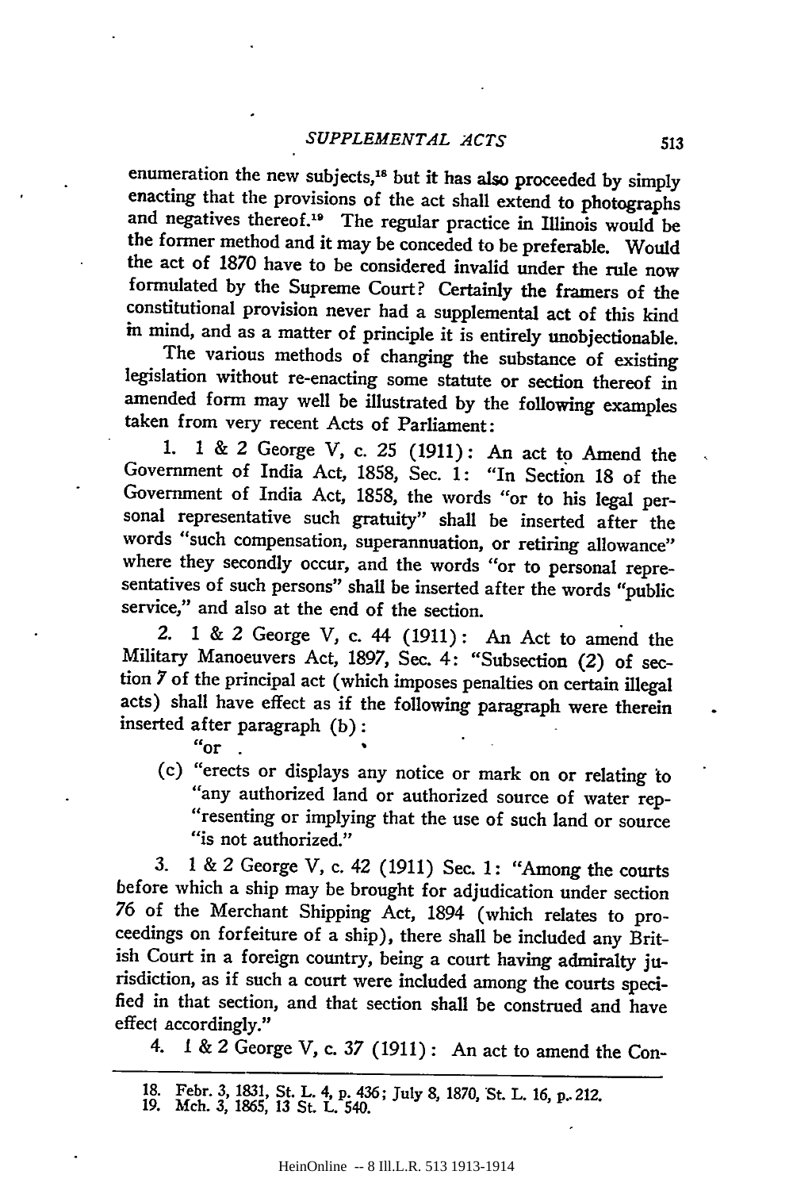enumeration the new subjects,[18] but it has also proceeded by simply enacting that the provisions of the act shall extend to photographs and negatives thereof.[19] The regular practice in Illinois would be the former method and it may be conceded to be preferable. Would the act of 1870 have to be considered invalid under the rule now formulated by the Supreme Court? Certainly the framers of the constitutional provision never had a supplemental act of this kind in mind, and as a matter of principle it is entirely unobjectionable.

The various methods of changing the substance of existing legislation without re-enacting some statute or section thereof in amended form may well be illustrated by the following examples taken from very recent Acts of Parliament:

1. 1 & 2 George V, c. 25 (1911): An act to Amend the Government of India Act, 1858, Sec. 1: "In Section 18 of the Government of India Act, 1858, the words "or to his legal personal representative such gratuity" shall be inserted after the words "such compensation, superannuation, or retiring allowance" where they secondly occur, and the words "or to personal representatives of such persons" shall be inserted after the words "public service," and also at the end of the section.

2. 1 & 2 George V, c. 44 (1911): An Act to amend the Military Manoeuvers Act, 1897, Sec. 4: "Subsection (2) of section 7 of the principal act (which imposes penalties on certain illegal acts) shall have effect as if the following paragraph were therein inserted after paragraph (b):

   "or .

   (c) "erects or displays any notice or mark on or relating to "any authorized land or authorized source of water rep- "resenting or implying that the use of such land or source "is not authorized."

3. 1 & 2 George V, c. 42 (1911) Sec. 1: "Among the courts before which a ship may be brought for adjudication under section 76 of the Merchant Shipping Act, 1894 (which relates to proceedings on forfeiture of a ship), there shall be included any British Court in a foreign country, being a court having admiralty jurisdiction, as if such a court were included among the courts specified in that section, and that section shall be construed and have effect accordingly."

4. 1 & 2 George V, c. 37 (1911): An act to amend the Con-

---

18. Febr. 3, 1831, St. L. 4, p. 436; July 8, 1870, St. L. 16, p. 212.
19. Mch. 3, 1865, 13 St. L. 540.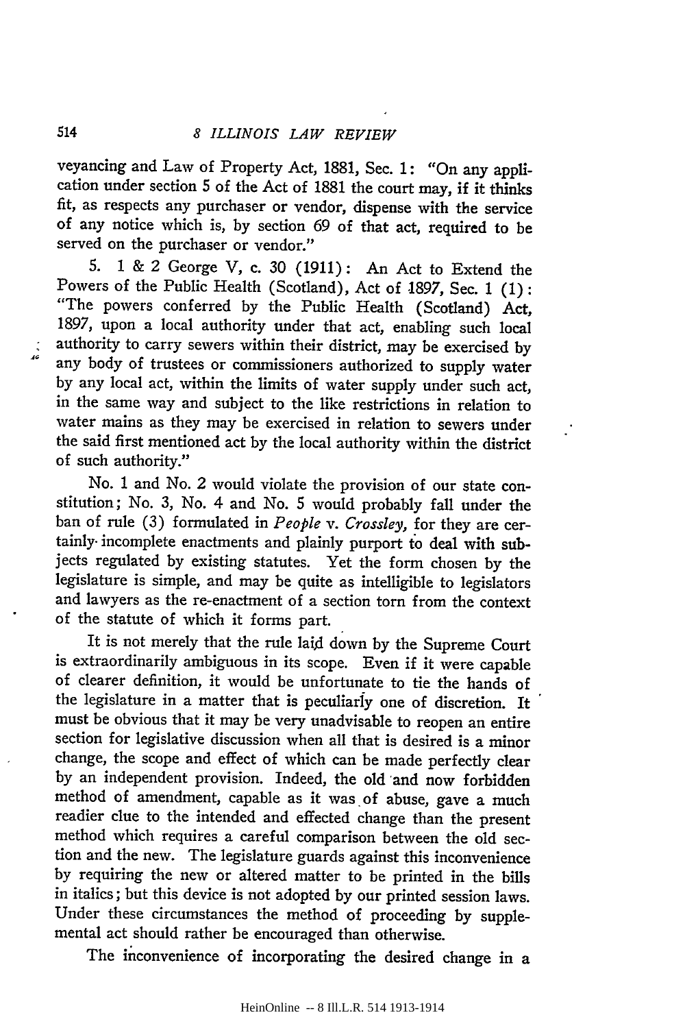veyancing and Law of Property Act, 1881, Sec. 1: "On any application under section 5 of the Act of 1881 the court may, if it thinks fit, as respects any purchaser or vendor, dispense with the service of any notice which is, by section 69 of that act, required to be served on the purchaser or vendor."

5. 1 & 2 George V, c. 30 (1911): An Act to Extend the Powers of the Public Health (Scotland), Act of 1897, Sec. 1 (1): "The powers conferred by the Public Health (Scotland) Act, 1897, upon a local authority under that act, enabling such local authority to carry sewers within their district, may be exercised by any body of trustees or commissioners authorized to supply water by any local act, within the limits of water supply under such act, in the same way and subject to the like restrictions in relation to water mains as they may be exercised in relation to sewers under the said first mentioned act by the local authority within the district of such authority."

No. 1 and No. 2 would violate the provision of our state constitution; No. 3, No. 4 and No. 5 would probably fall under the ban of rule (3) formulated in *People* v. *Crossley*, for they are certainly incomplete enactments and plainly purport to deal with subjects regulated by existing statutes. Yet the form chosen by the legislature is simple, and may be quite as intelligible to legislators and lawyers as the re-enactment of a section torn from the context of the statute of which it forms part.

It is not merely that the rule laid down by the Supreme Court is extraordinarily ambiguous in its scope. Even if it were capable of clearer definition, it would be unfortunate to tie the hands of the legislature in a matter that is peculiarly one of discretion. It must be obvious that it may be very unadvisable to reopen an entire section for legislative discussion when all that is desired is a minor change, the scope and effect of which can be made perfectly clear by an independent provision. Indeed, the old and now forbidden method of amendment, capable as it was of abuse, gave a much readier clue to the intended and effected change than the present method which requires a careful comparison between the old section and the new. The legislature guards against this inconvenience by requiring the new or altered matter to be printed in the bills in italics; but this device is not adopted by our printed session laws. Under these circumstances the method of proceeding by supplemental act should rather be encouraged than otherwise.

The inconvenience of incorporating the desired change in a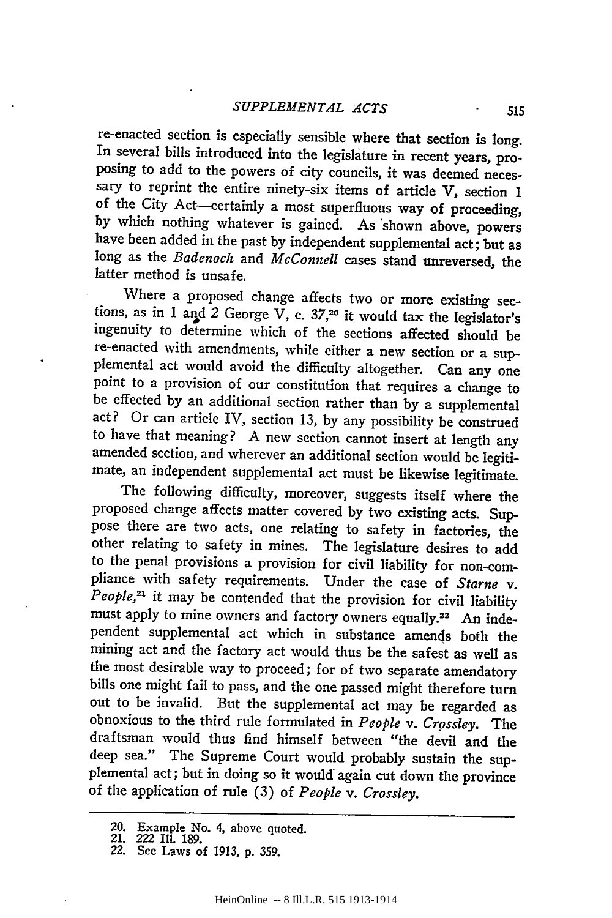re-enacted section is especially sensible where that section is long. In several bills introduced into the legislature in recent years, proposing to add to the powers of city councils, it was deemed necessary to reprint the entire ninety-six items of article V, section 1 of the City Act—certainly a most superfluous way of proceeding, by which nothing whatever is gained. As shown above, powers have been added in the past by independent supplemental act; but as long as the *Badenoch* and *McConnell* cases stand unreversed, the latter method is unsafe.

Where a proposed change affects two or more existing sections, as in 1 and 2 George V, c. 37,[20] it would tax the legislator's ingenuity to determine which of the sections affected should be re-enacted with amendments, while either a new section or a supplemental act would avoid the difficulty altogether. Can any one point to a provision of our constitution that requires a change to be effected by an additional section rather than by a supplemental act? Or can article IV, section 13, by any possibility be construed to have that meaning? A new section cannot insert at length any amended section, and wherever an additional section would be legitimate, an independent supplemental act must be likewise legitimate.

The following difficulty, moreover, suggests itself where the proposed change affects matter covered by two existing acts. Suppose there are two acts, one relating to safety in factories, the other relating to safety in mines. The legislature desires to add to the penal provisions a provision for civil liability for non-compliance with safety requirements. Under the case of *Starne* v. *People*,[21] it may be contended that the provision for civil liability must apply to mine owners and factory owners equally.[22] An independent supplemental act which in substance amends both the mining act and the factory act would thus be the safest as well as the most desirable way to proceed; for of two separate amendatory bills one might fail to pass, and the one passed might therefore turn out to be invalid. But the supplemental act may be regarded as obnoxious to the third rule formulated in *People* v. *Crossley*. The draftsman would thus find himself between "the devil and the deep sea." The Supreme Court would probably sustain the supplemental act; but in doing so it would again cut down the province of the application of rule (3) of *People* v. *Crossley*.

---

20. Example No. 4, above quoted.
21. 222 Ill. 189.
22. See Laws of 1913, p. 359.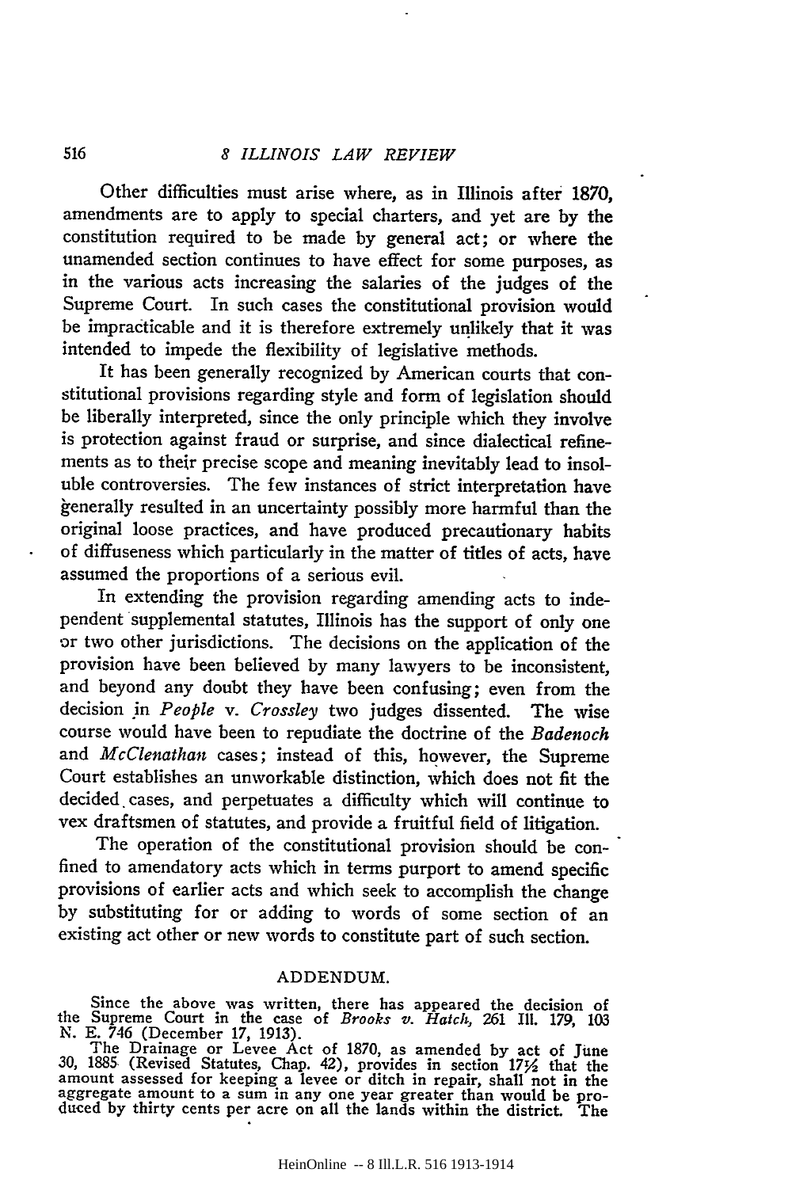Other difficulties must arise where, as in Illinois after 1870, amendments are to apply to special charters, and yet are by the constitution required to be made by general act; or where the unamended section continues to have effect for some purposes, as in the various acts increasing the salaries of the judges of the Supreme Court. In such cases the constitutional provision would be impracticable and it is therefore extremely unlikely that it was intended to impede the flexibility of legislative methods.

It has been generally recognized by American courts that constitutional provisions regarding style and form of legislation should be liberally interpreted, since the only principle which they involve is protection against fraud or surprise, and since dialectical refinements as to their precise scope and meaning inevitably lead to insoluble controversies. The few instances of strict interpretation have generally resulted in an uncertainty possibly more harmful than the original loose practices, and have produced precautionary habits of diffuseness which particularly in the matter of titles of acts, have assumed the proportions of a serious evil.

In extending the provision regarding amending acts to independent supplemental statutes, Illinois has the support of only one or two other jurisdictions. The decisions on the application of the provision have been believed by many lawyers to be inconsistent, and beyond any doubt they have been confusing; even from the decision in *People* v. *Crossley* two judges dissented. The wise course would have been to repudiate the doctrine of the *Badenoch* and *McClenathan* cases; instead of this, however, the Supreme Court establishes an unworkable distinction, which does not fit the decided cases, and perpetuates a difficulty which will continue to vex draftsmen of statutes, and provide a fruitful field of litigation.

The operation of the constitutional provision should be confined to amendatory acts which in terms purport to amend specific provisions of earlier acts and which seek to accomplish the change by substituting for or adding to words of some section of an existing act other or new words to constitute part of such section.

## ADDENDUM.

Since the above was written, there has appeared the decision of the Supreme Court in the case of *Brooks v. Hatch*, 261 Ill. 179, 103 N. E. 746 (December 17, 1913).

The Drainage or Levee Act of 1870, as amended by act of June 30, 1885 (Revised Statutes, Chap. 42), provides in section 17½ that the amount assessed for keeping a levee or ditch in repair, shall not in the aggregate amount to a sum in any one year greater than would be produced by thirty cents per acre on all the lands within the district. The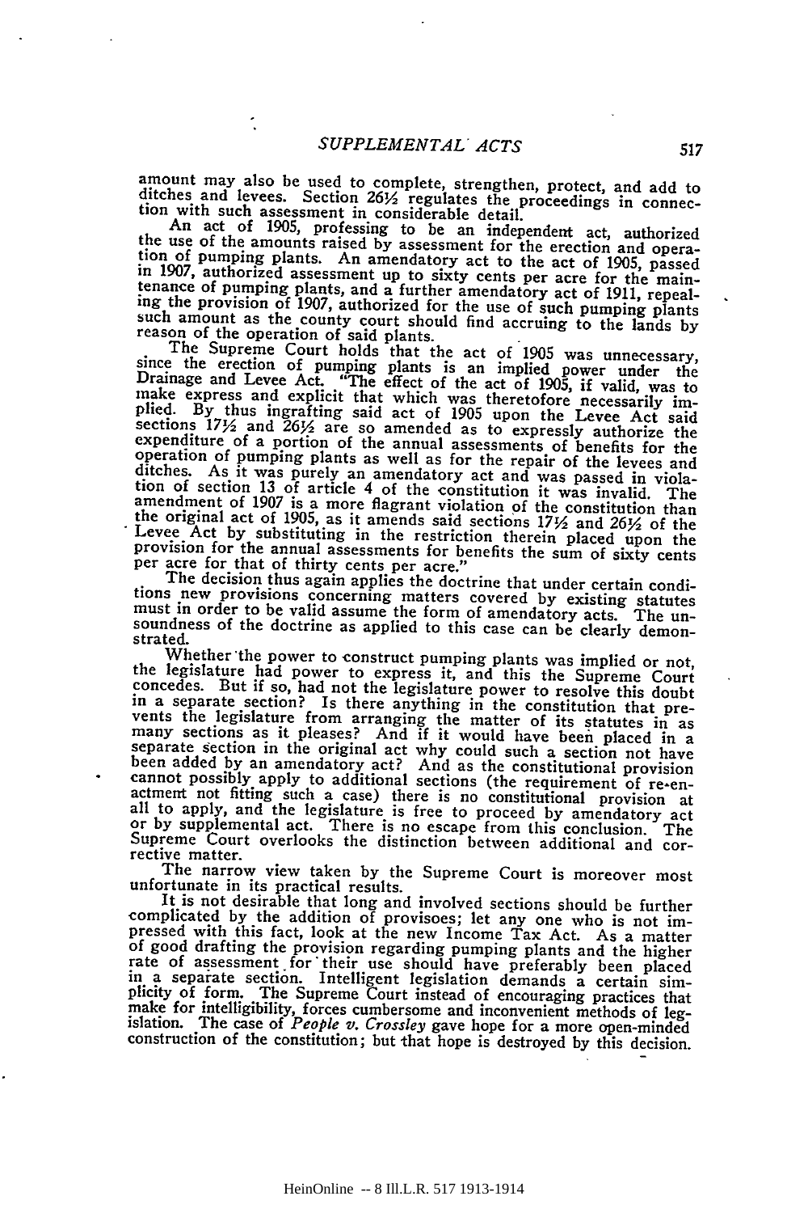amount may also be used to complete, strengthen, protect, and add to ditches and levees. Section 26½ regulates the proceedings in connection with such assessment in considerable detail.

An act of 1905, professing to be an independent act, authorized the use of the amounts raised by assessment for the erection and operation of pumping plants. An amendatory act to the act of 1905, passed in 1907, authorized assessment up to sixty cents per acre for the maintenance of pumping plants, and a further amendatory act of 1911, repealing the provision of 1907, authorized for the use of such pumping plants such amount as the county court should find accruing to the lands by reason of the operation of said plants.

The Supreme Court holds that the act of 1905 was unnecessary, since the erection of pumping plants is an implied power under the Drainage and Levee Act. "The effect of the act of 1905, if valid, was to make express and explicit that which was theretofore necessarily implied. By thus ingrafting said act of 1905 upon the Levee Act said sections 17½ and 26½ are so amended as to expressly authorize the expenditure of a portion of the annual assessments of benefits for the operation of pumping plants as well as for the repair of the levees and ditches. As it was purely an amendatory act and was passed in violation of section 13 of article 4 of the constitution it was invalid. The amendment of 1907 is a more flagrant violation of the constitution than the original act of 1905, as it amends said sections 17½ and 26½ of the Levee Act by substituting in the restriction therein placed upon the provision for the annual assessments for benefits the sum of sixty cents per acre for that of thirty cents per acre."

The decision thus again applies the doctrine that under certain conditions new provisions concerning matters covered by existing statutes must in order to be valid assume the form of amendatory acts. The unsoundness of the doctrine as applied to this case can be clearly demonstrated.

Whether the power to construct pumping plants was implied or not, the legislature had power to express it, and this the Supreme Court concedes. But if so, had not the legislature power to resolve this doubt in a separate section? Is there anything in the constitution that prevents the legislature from arranging the matter of its statutes in as many sections as it pleases? And if it would have been placed in a separate section in the original act why could such a section not have been added by an amendatory act? And as the constitutional provision cannot possibly apply to additional sections (the requirement of re-enactment not fitting such a case) there is no constitutional provision at all to apply, and the legislature is free to proceed by amendatory act or by supplemental act. There is no escape from this conclusion. The Supreme Court overlooks the distinction between additional and corrective matter.

The narrow view taken by the Supreme Court is moreover most unfortunate in its practical results.

It is not desirable that long and involved sections should be further complicated by the addition of provisoes; let any one who is not impressed with this fact, look at the new Income Tax Act. As a matter of good drafting the provision regarding pumping plants and the higher rate of assessment for their use should have preferably been placed in a separate section. Intelligent legislation demands a certain simplicity of form. The Supreme Court instead of encouraging practices that make for intelligibility, forces cumbersome and inconvenient methods of legislation. The case of *People v. Crossley* gave hope for a more open-minded construction of the constitution; but that hope is destroyed by this decision.